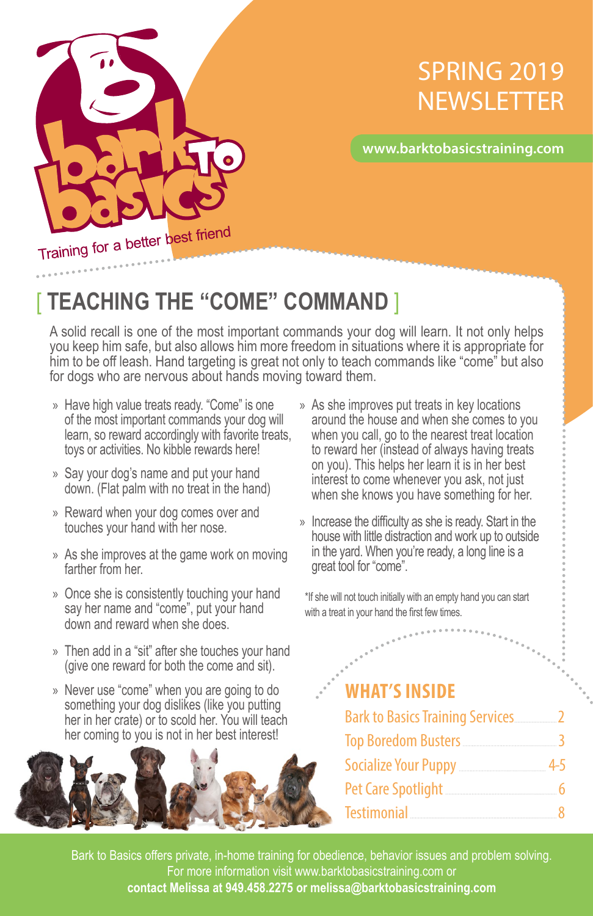bark TO basics

Training for a better best friend

SPRING 2019 NEWSLETTER

www.barktobasicstraining.com

# [ TEACHING THE "COME" COMMAND ]

A solid recall is one of the most important commands your dog will learn. It not only helps you keep him safe, but also allows him more freedom in situations where it is appropriate for him to be off leash. Hand targeting is great not only to teach commands like "come" but also for dogs who are nervous about hands moving toward them.

- Have high value treats ready. "Come" is one of the most important commands your dog will learn, so reward accordingly with favorite treats, toys or activities. No kibble rewards here!
- Say your dog's name and put your hand down. (Flat palm with no treat in the hand)
- Reward when your dog comes over and touches your hand with her nose.
- As she improves at the game work on moving farther from her.
- Once she is consistently touching your hand say her name and "come", put your hand down and reward when she does.
- Then add in a "sit" after she touches your hand (give one reward for both the come and sit).
- Never use "come" when you are going to do something your dog dislikes (like you putting her in her crate) or to scold her. You will teach her coming to you is not in her best interest!
- As she improves put treats in key locations around the house and when she comes to you when you call, go to the nearest treat location to reward her (instead of always having treats on you). This helps her learn it is in her best interest to come whenever you ask, not just when she knows you have something for her.
- Increase the difficulty as she is ready. Start in the house with little distraction and work up to outside in the yard. When you're ready, a long line is a great tool for "come".

*If she will not touch initially with an empty hand you can start with a treat in your hand the first few times.

## WHAT'S INSIDE

| | |
|---|---|
| Bark to Basics Training Services | 2 |
| Top Boredom Busters | 3 |
| Socialize Your Puppy | 4-5 |
| Pet Care Spotlight | 6 |
| Testimonial | 8 |

Bark to Basics offers private, in-home training for obedience, behavior issues and problem solving. For more information visit www.barktobasicstraining.com or **contact Melissa at 949.458.2275 or melissa@barktobasicstraining.com**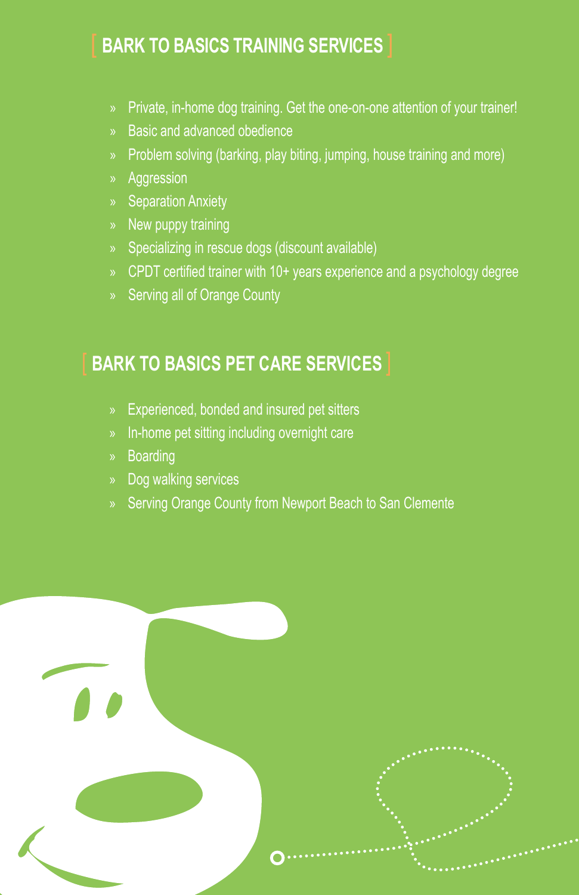## [ BARK TO BASICS TRAINING SERVICES ]

- Private, in-home dog training. Get the one-on-one attention of your trainer!
- Basic and advanced obedience
- Problem solving (barking, play biting, jumping, house training and more)
- Aggression
- Separation Anxiety
- New puppy training
- Specializing in rescue dogs (discount available)
- CPDT certified trainer with 10+ years experience and a psychology degree
- Serving all of Orange County

## [ BARK TO BASICS PET CARE SERVICES ]

- Experienced, bonded and insured pet sitters
- In-home pet sitting including overnight care
- Boarding
- Dog walking services
- Serving Orange County from Newport Beach to San Clemente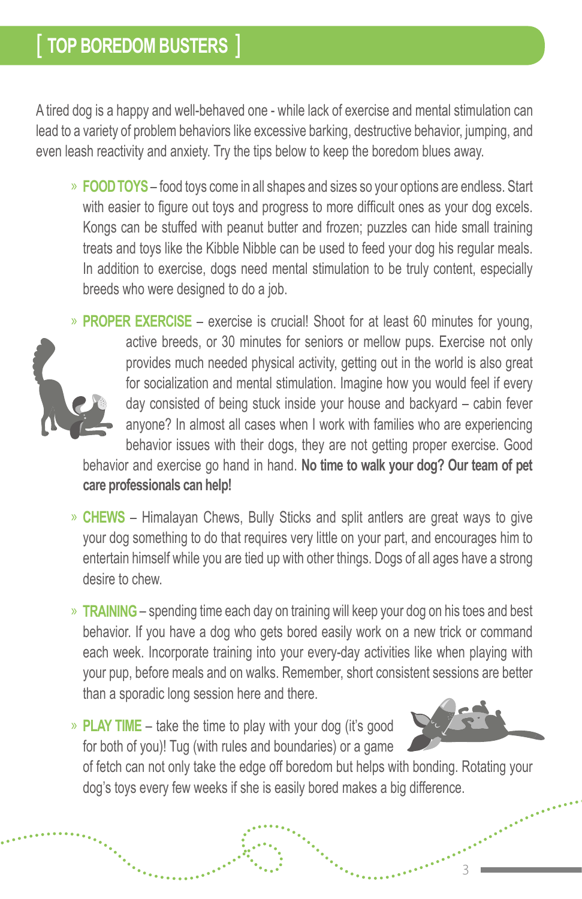# [ TOP BOREDOM BUSTERS ]

A tired dog is a happy and well-behaved one - while lack of exercise and mental stimulation can lead to a variety of problem behaviors like excessive barking, destructive behavior, jumping, and even leash reactivity and anxiety. Try the tips below to keep the boredom blues away.

- **FOOD TOYS** – food toys come in all shapes and sizes so your options are endless. Start with easier to figure out toys and progress to more difficult ones as your dog excels. Kongs can be stuffed with peanut butter and frozen; puzzles can hide small training treats and toys like the Kibble Nibble can be used to feed your dog his regular meals. In addition to exercise, dogs need mental stimulation to be truly content, especially breeds who were designed to do a job.

- **PROPER EXERCISE** – exercise is crucial! Shoot for at least 60 minutes for young, active breeds, or 30 minutes for seniors or mellow pups. Exercise not only provides much needed physical activity, getting out in the world is also great for socialization and mental stimulation. Imagine how you would feel if every day consisted of being stuck inside your house and backyard – cabin fever anyone? In almost all cases when I work with families who are experiencing behavior issues with their dogs, they are not getting proper exercise. Good behavior and exercise go hand in hand. **No time to walk your dog? Our team of pet care professionals can help!**

- **CHEWS** – Himalayan Chews, Bully Sticks and split antlers are great ways to give your dog something to do that requires very little on your part, and encourages him to entertain himself while you are tied up with other things. Dogs of all ages have a strong desire to chew.

- **TRAINING** – spending time each day on training will keep your dog on his toes and best behavior. If you have a dog who gets bored easily work on a new trick or command each week. Incorporate training into your every-day activities like when playing with your pup, before meals and on walks. Remember, short consistent sessions are better than a sporadic long session here and there.

- **PLAY TIME** – take the time to play with your dog (it's good for both of you)! Tug (with rules and boundaries) or a game of fetch can not only take the edge off boredom but helps with bonding. Rotating your dog's toys every few weeks if she is easily bored makes a big difference.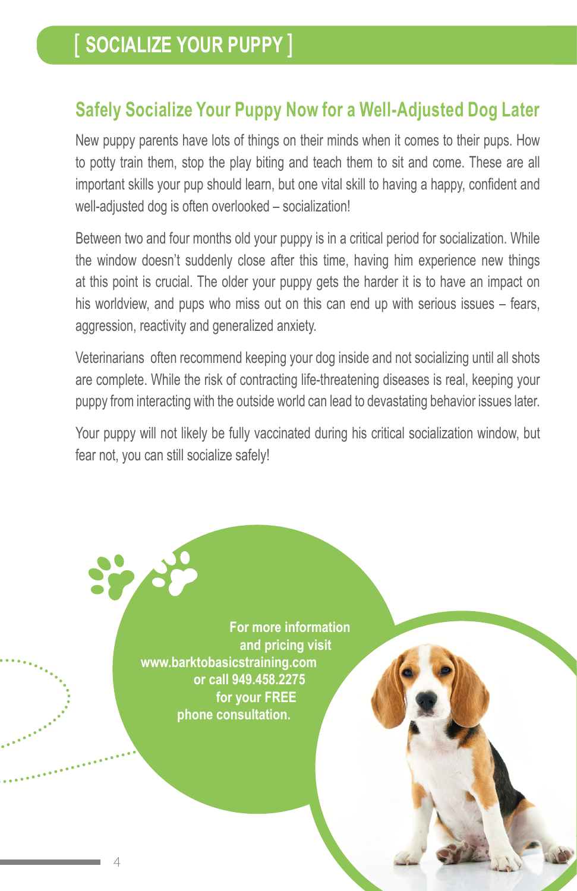# [ SOCIALIZE YOUR PUPPY ]

## Safely Socialize Your Puppy Now for a Well-Adjusted Dog Later

New puppy parents have lots of things on their minds when it comes to their pups. How to potty train them, stop the play biting and teach them to sit and come. These are all important skills your pup should learn, but one vital skill to having a happy, confident and well-adjusted dog is often overlooked – socialization!

Between two and four months old your puppy is in a critical period for socialization. While the window doesn't suddenly close after this time, having him experience new things at this point is crucial. The older your puppy gets the harder it is to have an impact on his worldview, and pups who miss out on this can end up with serious issues – fears, aggression, reactivity and generalized anxiety.

Veterinarians often recommend keeping your dog inside and not socializing until all shots are complete. While the risk of contracting life-threatening diseases is real, keeping your puppy from interacting with the outside world can lead to devastating behavior issues later.

Your puppy will not likely be fully vaccinated during his critical socialization window, but fear not, you can still socialize safely!

**For more information and pricing visit www.barktobasicstraining.com or call 949.458.2275 for your FREE phone consultation.**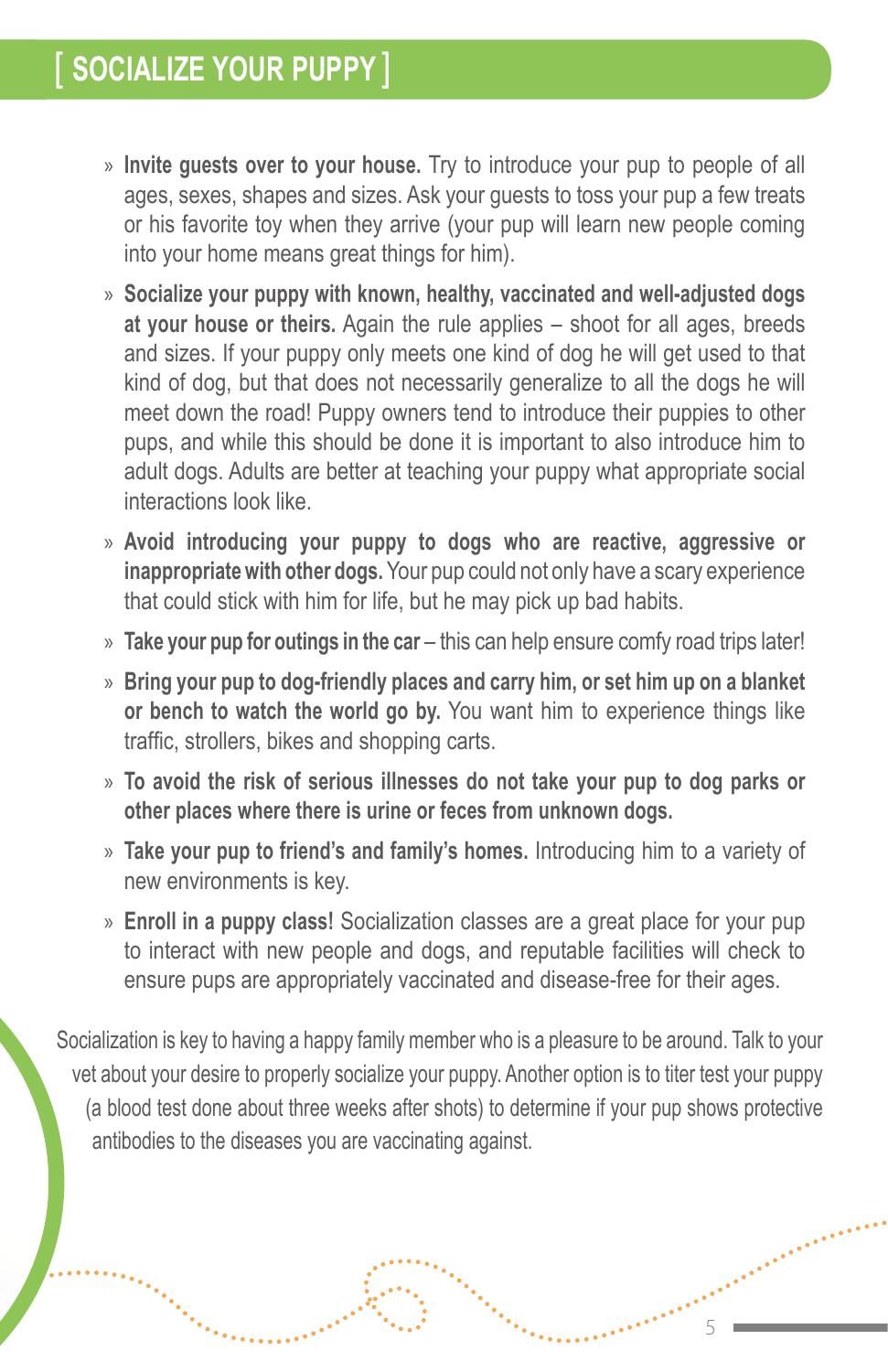# [ SOCIALIZE YOUR PUPPY ]

- **Invite guests over to your house.** Try to introduce your pup to people of all ages, sexes, shapes and sizes. Ask your guests to toss your pup a few treats or his favorite toy when they arrive (your pup will learn new people coming into your home means great things for him).
- **Socialize your puppy with known, healthy, vaccinated and well-adjusted dogs at your house or theirs.** Again the rule applies – shoot for all ages, breeds and sizes. If your puppy only meets one kind of dog he will get used to that kind of dog, but that does not necessarily generalize to all the dogs he will meet down the road! Puppy owners tend to introduce their puppies to other pups, and while this should be done it is important to also introduce him to adult dogs. Adults are better at teaching your puppy what appropriate social interactions look like.
- **Avoid introducing your puppy to dogs who are reactive, aggressive or inappropriate with other dogs.** Your pup could not only have a scary experience that could stick with him for life, but he may pick up bad habits.
- **Take your pup for outings in the car** – this can help ensure comfy road trips later!
- **Bring your pup to dog-friendly places and carry him, or set him up on a blanket or bench to watch the world go by.** You want him to experience things like traffic, strollers, bikes and shopping carts.
- **To avoid the risk of serious illnesses do not take your pup to dog parks or other places where there is urine or feces from unknown dogs.**
- **Take your pup to friend's and family's homes.** Introducing him to a variety of new environments is key.
- **Enroll in a puppy class!** Socialization classes are a great place for your pup to interact with new people and dogs, and reputable facilities will check to ensure pups are appropriately vaccinated and disease-free for their ages.

Socialization is key to having a happy family member who is a pleasure to be around. Talk to your vet about your desire to properly socialize your puppy. Another option is to titer test your puppy (a blood test done about three weeks after shots) to determine if your pup shows protective antibodies to the diseases you are vaccinating against.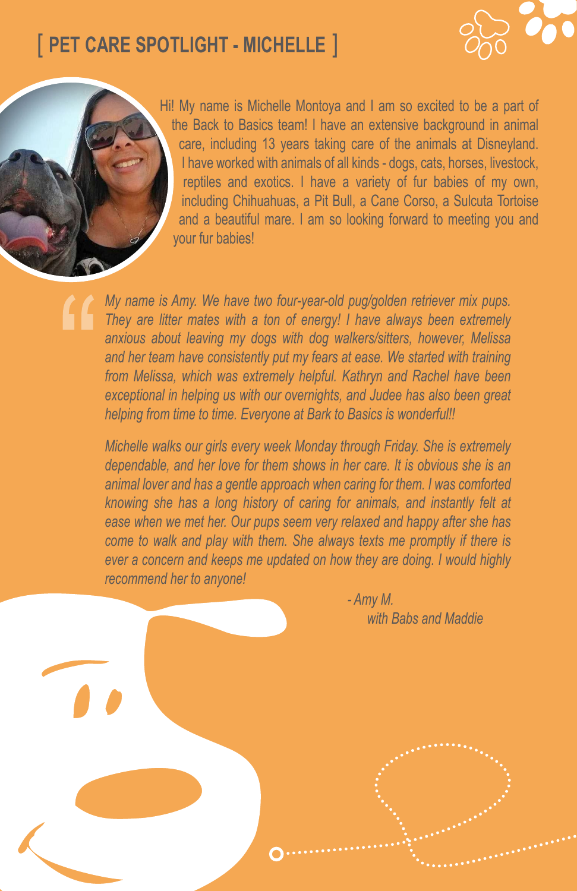# [ PET CARE SPOTLIGHT - MICHELLE ]

Hi! My name is Michelle Montoya and I am so excited to be a part of the Back to Basics team! I have an extensive background in animal care, including 13 years taking care of the animals at Disneyland. I have worked with animals of all kinds - dogs, cats, horses, livestock, reptiles and exotics. I have a variety of fur babies of my own, including Chihuahuas, a Pit Bull, a Cane Corso, a Sulcuta Tortoise and a beautiful mare. I am so looking forward to meeting you and your fur babies!

> *My name is Amy. We have two four-year-old pug/golden retriever mix pups. They are litter mates with a ton of energy! I have always been extremely anxious about leaving my dogs with dog walkers/sitters, however, Melissa and her team have consistently put my fears at ease. We started with training from Melissa, which was extremely helpful. Kathryn and Rachel have been exceptional in helping us with our overnights, and Judee has also been great helping from time to time. Everyone at Bark to Basics is wonderful!!*
>
> *Michelle walks our girls every week Monday through Friday. She is extremely dependable, and her love for them shows in her care. It is obvious she is an animal lover and has a gentle approach when caring for them. I was comforted knowing she has a long history of caring for animals, and instantly felt at ease when we met her. Our pups seem very relaxed and happy after she has come to walk and play with them. She always texts me promptly if there is ever a concern and keeps me updated on how they are doing. I would highly recommend her to anyone!*
>
> *- Amy M.*
> *with Babs and Maddie*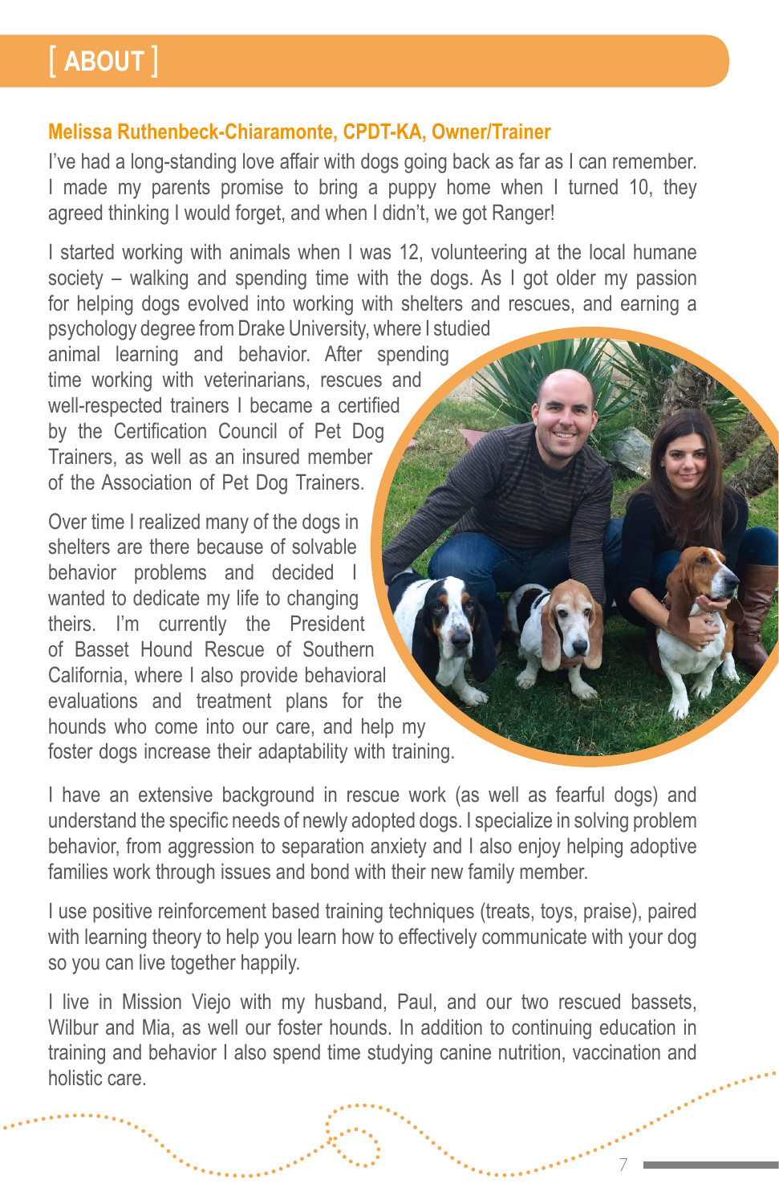# [ ABOUT ]

### Melissa Ruthenbeck-Chiaramonte, CPDT-KA, Owner/Trainer

I've had a long-standing love affair with dogs going back as far as I can remember. I made my parents promise to bring a puppy home when I turned 10, they agreed thinking I would forget, and when I didn't, we got Ranger!

I started working with animals when I was 12, volunteering at the local humane society – walking and spending time with the dogs. As I got older my passion for helping dogs evolved into working with shelters and rescues, and earning a psychology degree from Drake University, where I studied animal learning and behavior. After spending time working with veterinarians, rescues and well-respected trainers I became a certified by the Certification Council of Pet Dog Trainers, as well as an insured member of the Association of Pet Dog Trainers.

Over time I realized many of the dogs in shelters are there because of solvable behavior problems and decided I wanted to dedicate my life to changing theirs. I'm currently the President of Basset Hound Rescue of Southern California, where I also provide behavioral evaluations and treatment plans for the hounds who come into our care, and help my foster dogs increase their adaptability with training.

I have an extensive background in rescue work (as well as fearful dogs) and understand the specific needs of newly adopted dogs. I specialize in solving problem behavior, from aggression to separation anxiety and I also enjoy helping adoptive families work through issues and bond with their new family member.

I use positive reinforcement based training techniques (treats, toys, praise), paired with learning theory to help you learn how to effectively communicate with your dog so you can live together happily.

I live in Mission Viejo with my husband, Paul, and our two rescued bassets, Wilbur and Mia, as well our foster hounds. In addition to continuing education in training and behavior I also spend time studying canine nutrition, vaccination and holistic care.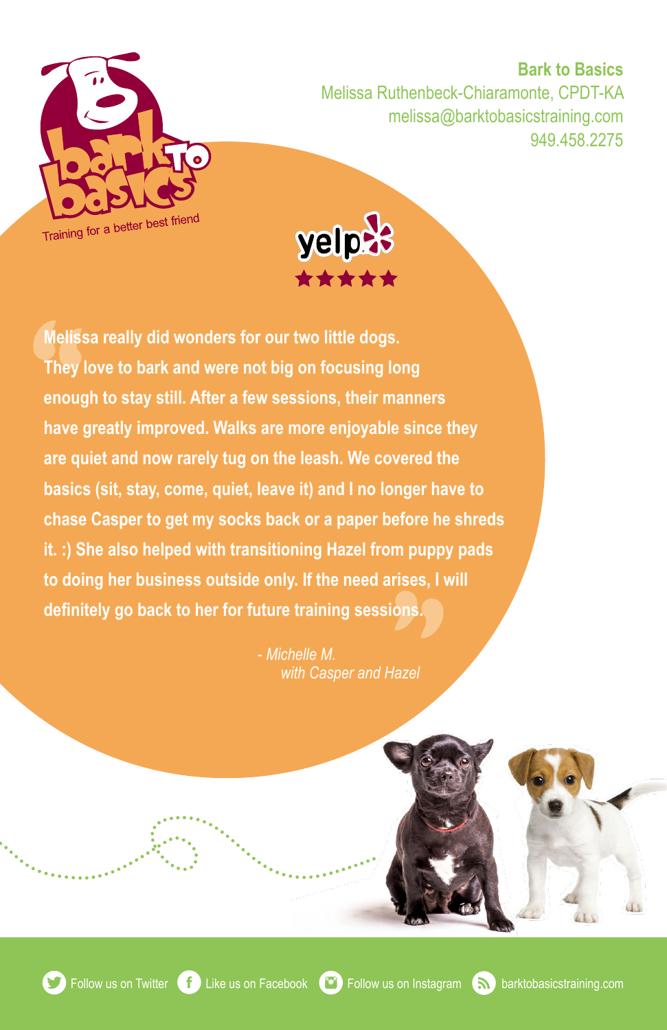**Bark to Basics**
Melissa Ruthenbeck-Chiaramonte, CPDT-KA
melissa@barktobasicstraining.com
949.458.2275

Training for a better best friend

yelp ★★★★★

**"Melissa really did wonders for our two little dogs. They love to bark and were not big on focusing long enough to stay still. After a few sessions, their manners have greatly improved. Walks are more enjoyable since they are quiet and now rarely tug on the leash. We covered the basics (sit, stay, come, quiet, leave it) and I no longer have to chase Casper to get my socks back or a paper before he shreds it. :) She also helped with transitioning Hazel from puppy pads to doing her business outside only. If the need arises, I will definitely go back to her for future training sessions."**

*- Michelle M.*
*with Casper and Hazel*

Follow us on Twitter | Like us on Facebook | Follow us on Instagram | barktobasicstraining.com